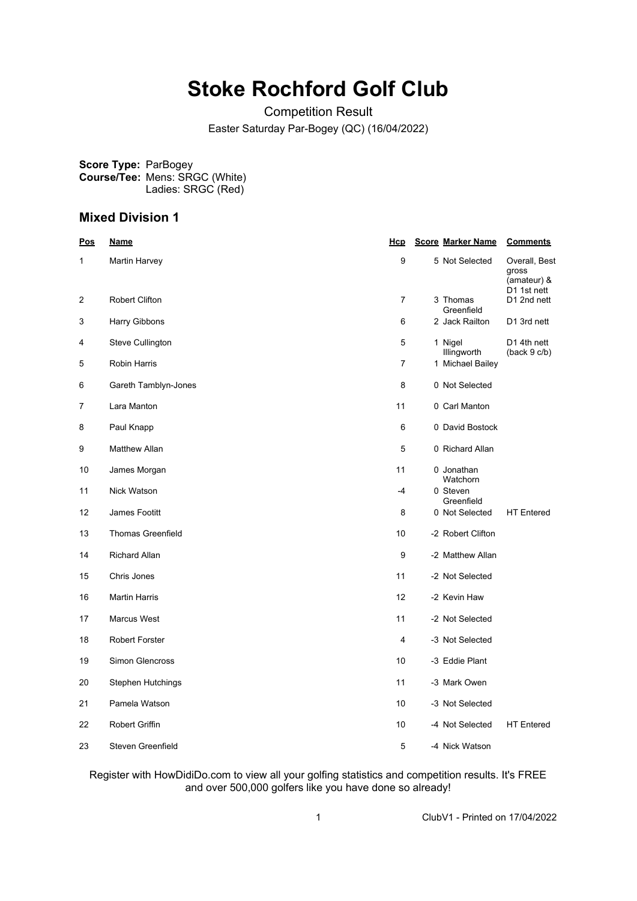# Stoke Rochford Golf Club

Competition Result

Easter Saturday Par-Bogey (QC) (16/04/2022)

**Score Type:** ParBogey
**Course/Tee:** Mens: SRGC (White)
Ladies: SRGC (Red)

## Mixed Division 1

| Pos | Name | Hcp | Score | Marker Name | Comments |
|---|---|---|---|---|---|
| 1 | Martin Harvey | 9 | 5 | Not Selected | Overall, Best gross (amateur) & D1 1st nett |
| 2 | Robert Clifton | 7 | 3 | Thomas Greenfield | D1 2nd nett |
| 3 | Harry Gibbons | 6 | 2 | Jack Railton | D1 3rd nett |
| 4 | Steve Cullington | 5 | 1 | Nigel Illingworth | D1 4th nett (back 9 c/b) |
| 5 | Robin Harris | 7 | 1 | Michael Bailey | |
| 6 | Gareth Tamblyn-Jones | 8 | 0 | Not Selected | |
| 7 | Lara Manton | 11 | 0 | Carl Manton | |
| 8 | Paul Knapp | 6 | 0 | David Bostock | |
| 9 | Matthew Allan | 5 | 0 | Richard Allan | |
| 10 | James Morgan | 11 | 0 | Jonathan Watchorn | |
| 11 | Nick Watson | -4 | 0 | Steven Greenfield | |
| 12 | James Footitt | 8 | 0 | Not Selected | HT Entered |
| 13 | Thomas Greenfield | 10 | -2 | Robert Clifton | |
| 14 | Richard Allan | 9 | -2 | Matthew Allan | |
| 15 | Chris Jones | 11 | -2 | Not Selected | |
| 16 | Martin Harris | 12 | -2 | Kevin Haw | |
| 17 | Marcus West | 11 | -2 | Not Selected | |
| 18 | Robert Forster | 4 | -3 | Not Selected | |
| 19 | Simon Glencross | 10 | -3 | Eddie Plant | |
| 20 | Stephen Hutchings | 11 | -3 | Mark Owen | |
| 21 | Pamela Watson | 10 | -3 | Not Selected | |
| 22 | Robert Griffin | 10 | -4 | Not Selected | HT Entered |
| 23 | Steven Greenfield | 5 | -4 | Nick Watson | |

Register with HowDidiDo.com to view all your golfing statistics and competition results. It's FREE and over 500,000 golfers like you have done so already!

ClubV1 - Printed on 17/04/2022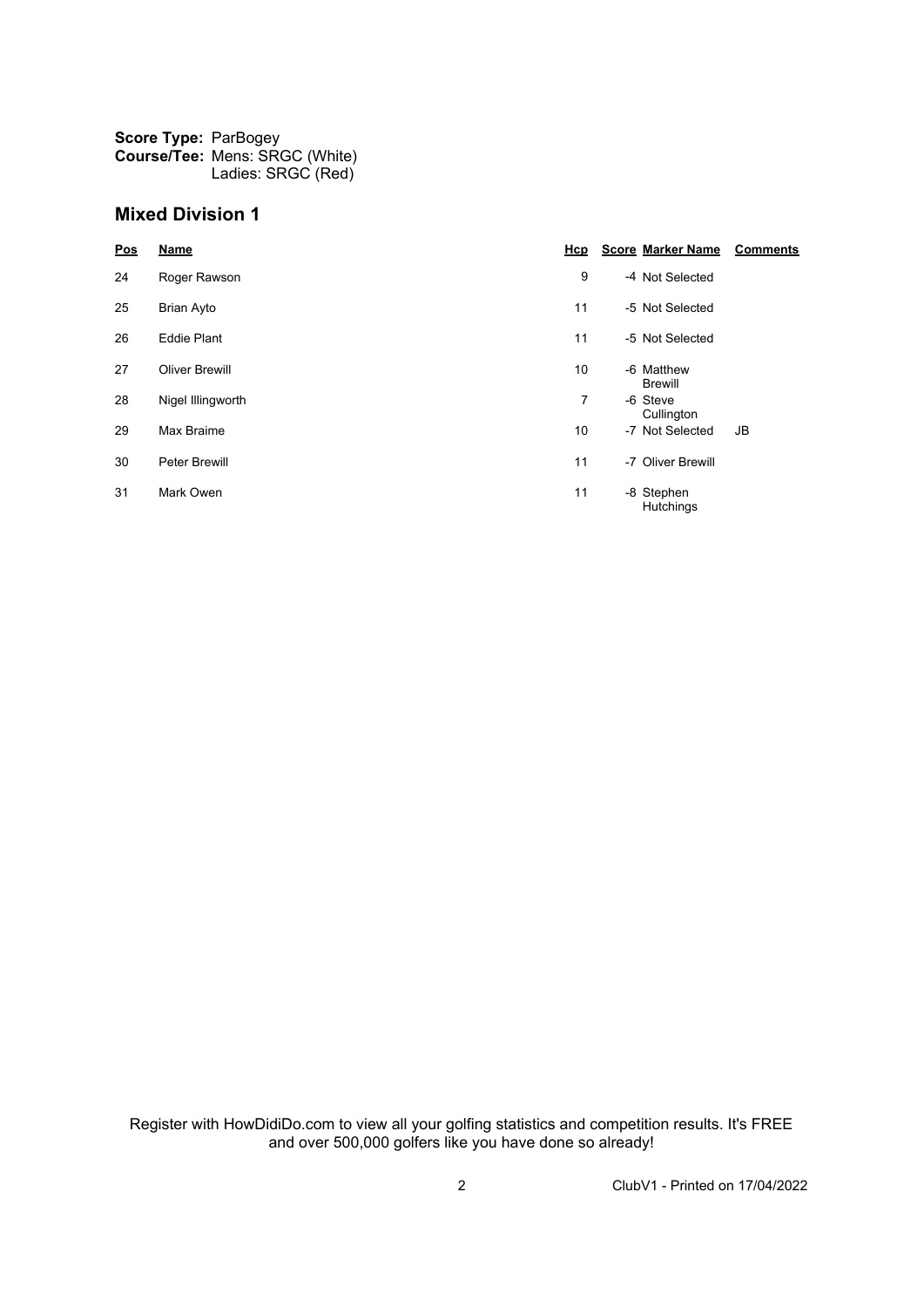**Score Type:** ParBogey
**Course/Tee:** Mens: SRGC (White)
Ladies: SRGC (Red)

## Mixed Division 1

| Pos | Name | Hcp | Score | Marker Name | Comments |
|---|---|---|---|---|---|
| 24 | Roger Rawson | 9 | -4 | Not Selected | |
| 25 | Brian Ayto | 11 | -5 | Not Selected | |
| 26 | Eddie Plant | 11 | -5 | Not Selected | |
| 27 | Oliver Brewill | 10 | -6 | Matthew Brewill | |
| 28 | Nigel Illingworth | 7 | -6 | Steve Cullington | |
| 29 | Max Braime | 10 | -7 | Not Selected | JB |
| 30 | Peter Brewill | 11 | -7 | Oliver Brewill | |
| 31 | Mark Owen | 11 | -8 | Stephen Hutchings | |

Register with HowDidiDo.com to view all your golfing statistics and competition results. It's FREE and over 500,000 golfers like you have done so already!

ClubV1 - Printed on 17/04/2022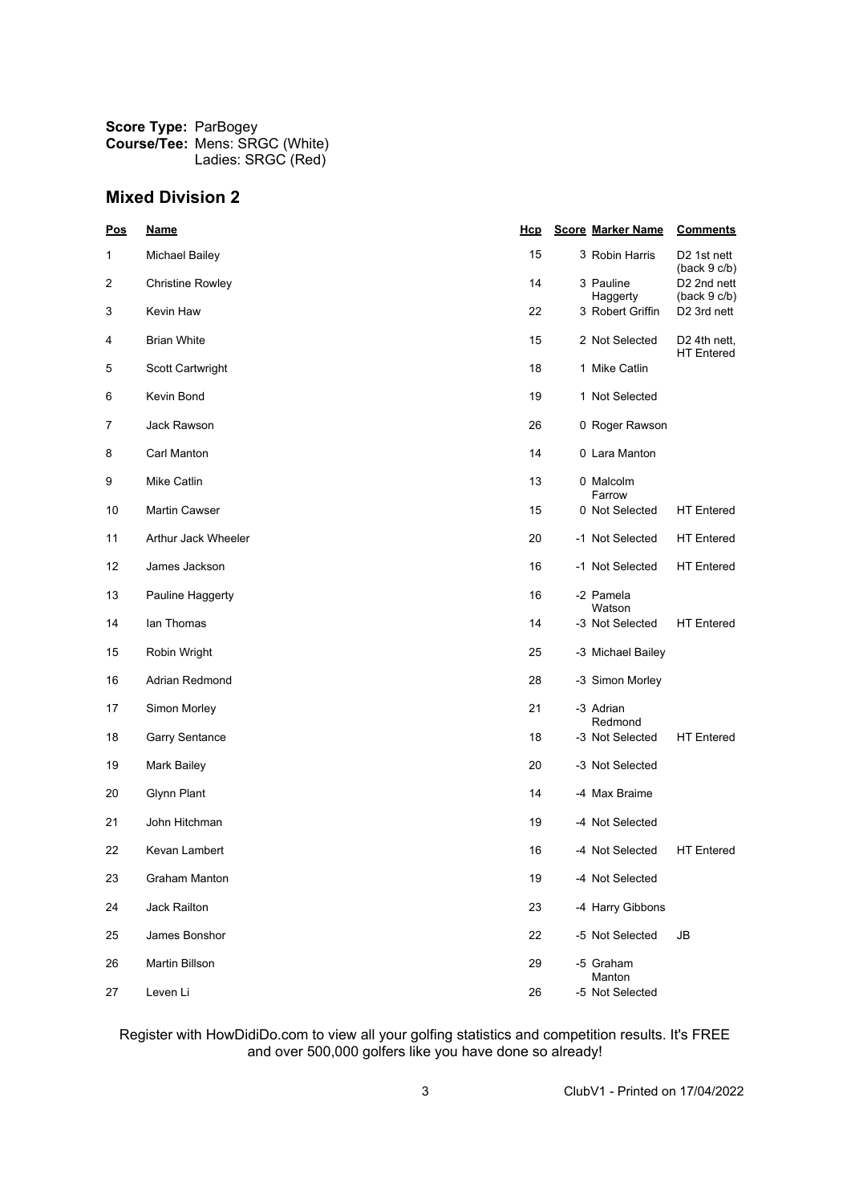**Score Type:** ParBogey
**Course/Tee:** Mens: SRGC (White)
Ladies: SRGC (Red)

## Mixed Division 2

| Pos | Name | Hcp | Score | Marker Name | Comments |
|---|---|---|---|---|---|
| 1 | Michael Bailey | 15 | 3 | Robin Harris | D2 1st nett (back 9 c/b) |
| 2 | Christine Rowley | 14 | 3 | Pauline Haggerty | D2 2nd nett (back 9 c/b) |
| 3 | Kevin Haw | 22 | 3 | Robert Griffin | D2 3rd nett |
| 4 | Brian White | 15 | 2 | Not Selected | D2 4th nett, HT Entered |
| 5 | Scott Cartwright | 18 | 1 | Mike Catlin | |
| 6 | Kevin Bond | 19 | 1 | Not Selected | |
| 7 | Jack Rawson | 26 | 0 | Roger Rawson | |
| 8 | Carl Manton | 14 | 0 | Lara Manton | |
| 9 | Mike Catlin | 13 | 0 | Malcolm Farrow | |
| 10 | Martin Cawser | 15 | 0 | Not Selected | HT Entered |
| 11 | Arthur Jack Wheeler | 20 | -1 | Not Selected | HT Entered |
| 12 | James Jackson | 16 | -1 | Not Selected | HT Entered |
| 13 | Pauline Haggerty | 16 | -2 | Pamela Watson | |
| 14 | Ian Thomas | 14 | -3 | Not Selected | HT Entered |
| 15 | Robin Wright | 25 | -3 | Michael Bailey | |
| 16 | Adrian Redmond | 28 | -3 | Simon Morley | |
| 17 | Simon Morley | 21 | -3 | Adrian Redmond | |
| 18 | Garry Sentance | 18 | -3 | Not Selected | HT Entered |
| 19 | Mark Bailey | 20 | -3 | Not Selected | |
| 20 | Glynn Plant | 14 | -4 | Max Braime | |
| 21 | John Hitchman | 19 | -4 | Not Selected | |
| 22 | Kevan Lambert | 16 | -4 | Not Selected | HT Entered |
| 23 | Graham Manton | 19 | -4 | Not Selected | |
| 24 | Jack Railton | 23 | -4 | Harry Gibbons | |
| 25 | James Bonshor | 22 | -5 | Not Selected | JB |
| 26 | Martin Billson | 29 | -5 | Graham Manton | |
| 27 | Leven Li | 26 | -5 | Not Selected | |

Register with HowDidiDo.com to view all your golfing statistics and competition results. It's FREE and over 500,000 golfers like you have done so already!

ClubV1 - Printed on 17/04/2022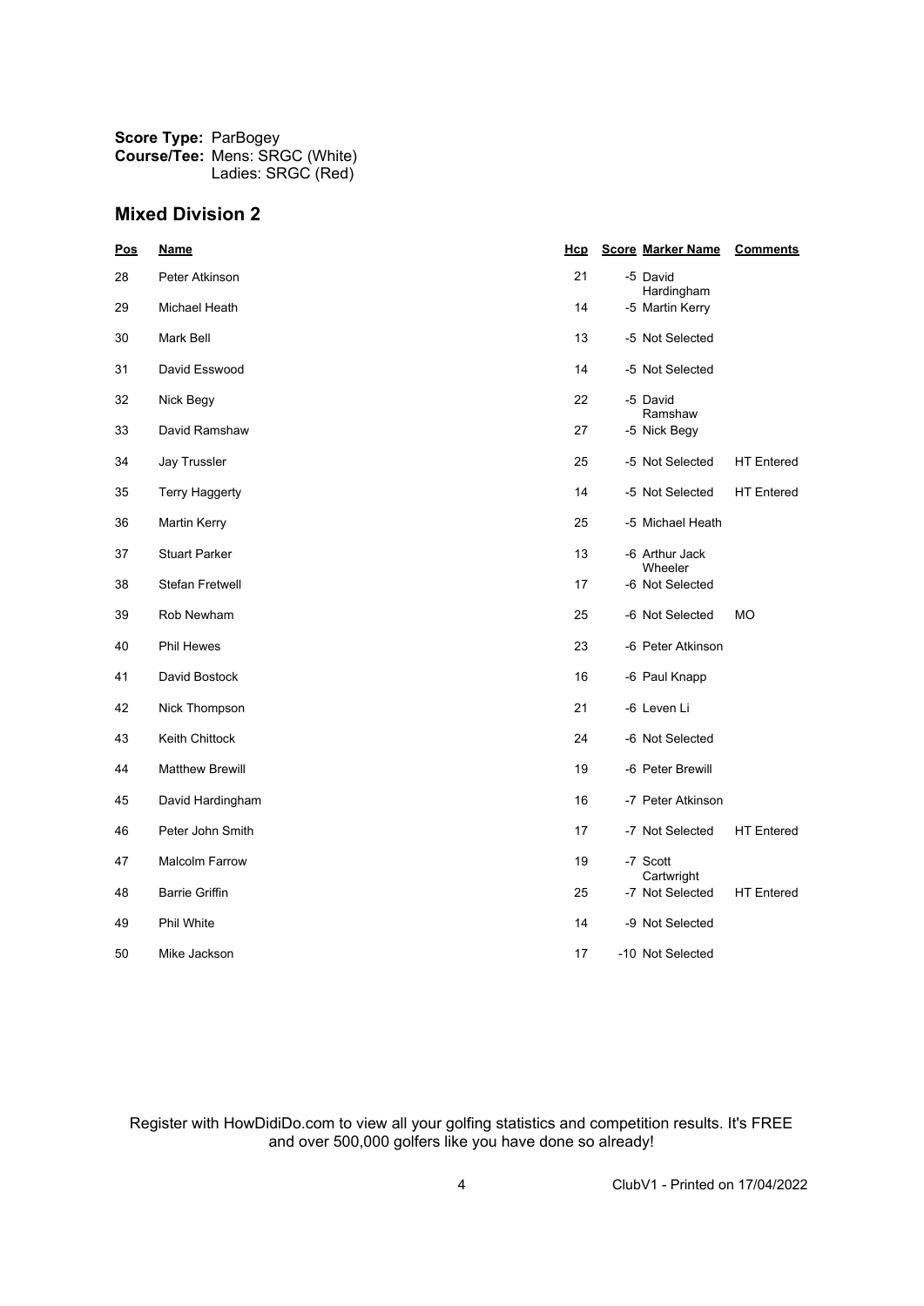**Score Type:** ParBogey
**Course/Tee:** Mens: SRGC (White)
Ladies: SRGC (Red)

## Mixed Division 2

| Pos | Name | Hcp | Score | Marker Name | Comments |
|---|---|---|---|---|---|
| 28 | Peter Atkinson | 21 | -5 | David Hardingham | |
| 29 | Michael Heath | 14 | -5 | Martin Kerry | |
| 30 | Mark Bell | 13 | -5 | Not Selected | |
| 31 | David Esswood | 14 | -5 | Not Selected | |
| 32 | Nick Begy | 22 | -5 | David Ramshaw | |
| 33 | David Ramshaw | 27 | -5 | Nick Begy | |
| 34 | Jay Trussler | 25 | -5 | Not Selected | HT Entered |
| 35 | Terry Haggerty | 14 | -5 | Not Selected | HT Entered |
| 36 | Martin Kerry | 25 | -5 | Michael Heath | |
| 37 | Stuart Parker | 13 | -6 | Arthur Jack Wheeler | |
| 38 | Stefan Fretwell | 17 | -6 | Not Selected | |
| 39 | Rob Newham | 25 | -6 | Not Selected | MO |
| 40 | Phil Hewes | 23 | -6 | Peter Atkinson | |
| 41 | David Bostock | 16 | -6 | Paul Knapp | |
| 42 | Nick Thompson | 21 | -6 | Leven Li | |
| 43 | Keith Chittock | 24 | -6 | Not Selected | |
| 44 | Matthew Brewill | 19 | -6 | Peter Brewill | |
| 45 | David Hardingham | 16 | -7 | Peter Atkinson | |
| 46 | Peter John Smith | 17 | -7 | Not Selected | HT Entered |
| 47 | Malcolm Farrow | 19 | -7 | Scott Cartwright | |
| 48 | Barrie Griffin | 25 | -7 | Not Selected | HT Entered |
| 49 | Phil White | 14 | -9 | Not Selected | |
| 50 | Mike Jackson | 17 | -10 | Not Selected | |

Register with HowDidiDo.com to view all your golfing statistics and competition results. It's FREE and over 500,000 golfers like you have done so already!

ClubV1 - Printed on 17/04/2022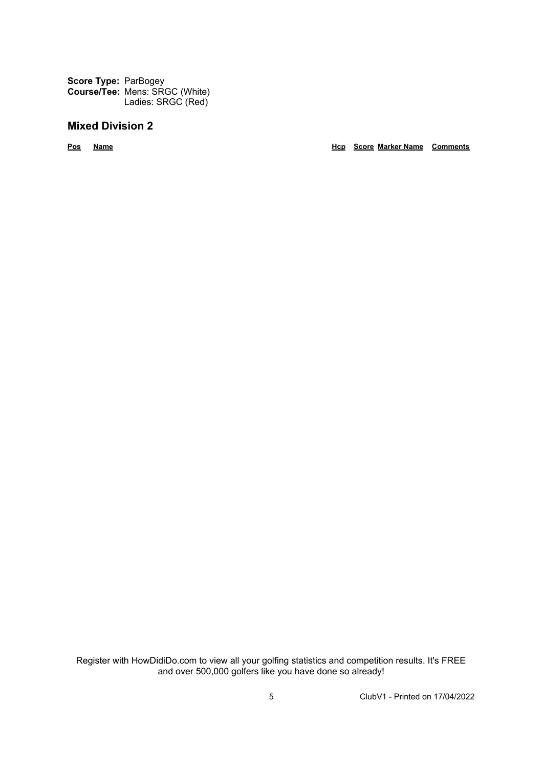**Score Type:** ParBogey
**Course/Tee:** Mens: SRGC (White)
Ladies: SRGC (Red)

## Mixed Division 2

| Pos | Name | Hcp | Score | Marker Name | Comments |
|---|---|---|---|---|---|

Register with HowDidiDo.com to view all your golfing statistics and competition results. It's FREE and over 500,000 golfers like you have done so already!

ClubV1 - Printed on 17/04/2022